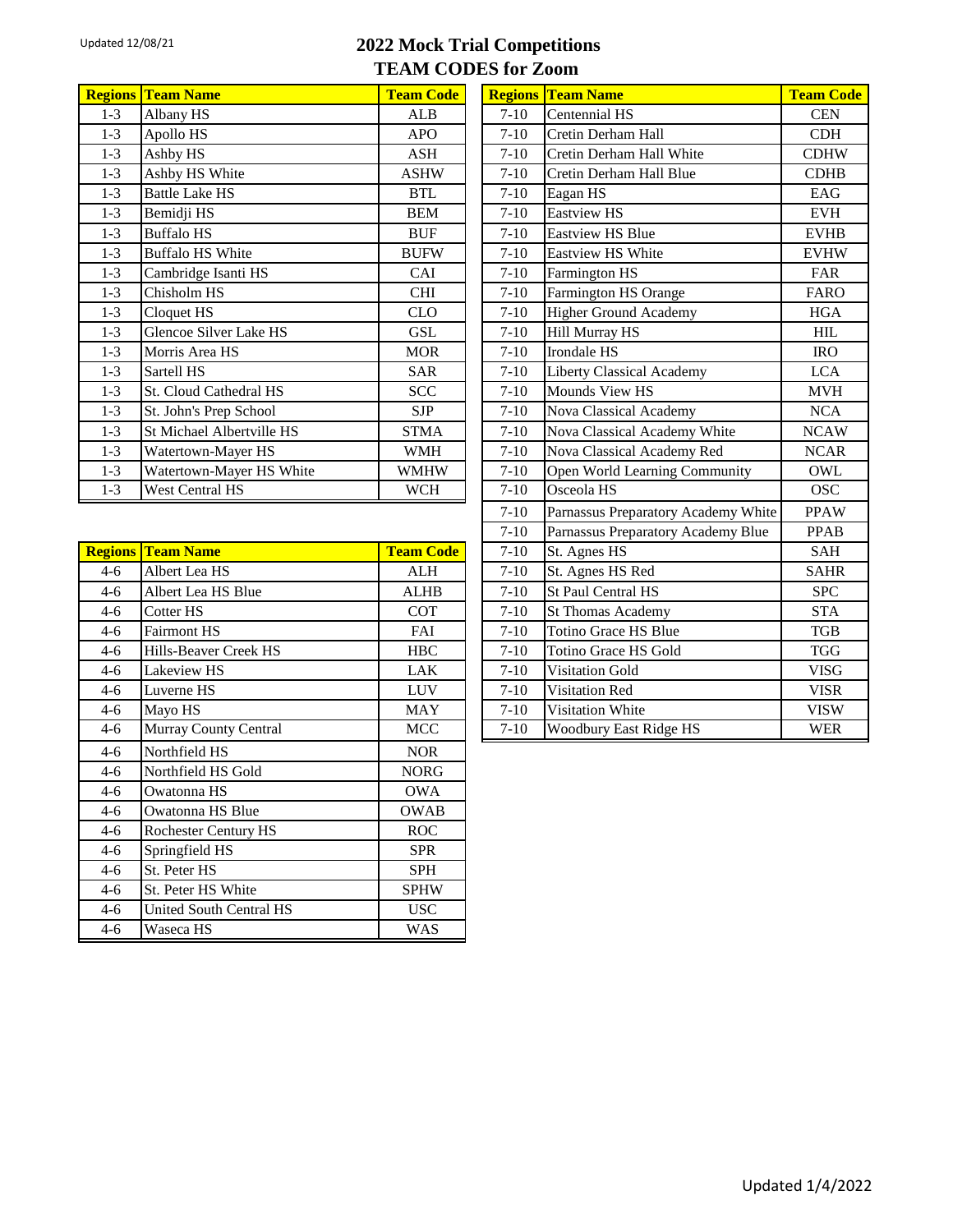Updated 12/08/21

# 2022 Mock Trial Competitions
## TEAM CODES for Zoom

| Regions | Team Name | Team Code |
|---|---|---|
| 1-3 | Albany HS | ALB |
| 1-3 | Apollo HS | APO |
| 1-3 | Ashby HS | ASH |
| 1-3 | Ashby HS White | ASHW |
| 1-3 | Battle Lake HS | BTL |
| 1-3 | Bemidji HS | BEM |
| 1-3 | Buffalo HS | BUF |
| 1-3 | Buffalo HS White | BUFW |
| 1-3 | Cambridge Isanti HS | CAI |
| 1-3 | Chisholm HS | CHI |
| 1-3 | Cloquet HS | CLO |
| 1-3 | Glencoe Silver Lake HS | GSL |
| 1-3 | Morris Area HS | MOR |
| 1-3 | Sartell HS | SAR |
| 1-3 | St. Cloud Cathedral HS | SCC |
| 1-3 | St. John's Prep School | SJP |
| 1-3 | St Michael Albertville HS | STMA |
| 1-3 | Watertown-Mayer HS | WMH |
| 1-3 | Watertown-Mayer HS White | WMHW |
| 1-3 | West Central HS | WCH |

| Regions | Team Name | Team Code |
|---|---|---|
| 4-6 | Albert Lea HS | ALH |
| 4-6 | Albert Lea HS Blue | ALHB |
| 4-6 | Cotter HS | COT |
| 4-6 | Fairmont HS | FAI |
| 4-6 | Hills-Beaver Creek HS | HBC |
| 4-6 | Lakeview HS | LAK |
| 4-6 | Luverne HS | LUV |
| 4-6 | Mayo HS | MAY |
| 4-6 | Murray County Central | MCC |
| 4-6 | Northfield HS | NOR |
| 4-6 | Northfield HS Gold | NORG |
| 4-6 | Owatonna HS | OWA |
| 4-6 | Owatonna HS Blue | OWAB |
| 4-6 | Rochester Century HS | ROC |
| 4-6 | Springfield HS | SPR |
| 4-6 | St. Peter HS | SPH |
| 4-6 | St. Peter HS White | SPHW |
| 4-6 | United South Central HS | USC |
| 4-6 | Waseca HS | WAS |

| Regions | Team Name | Team Code |
|---|---|---|
| 7-10 | Centennial HS | CEN |
| 7-10 | Cretin Derham Hall | CDH |
| 7-10 | Cretin Derham Hall White | CDHW |
| 7-10 | Cretin Derham Hall Blue | CDHB |
| 7-10 | Eagan HS | EAG |
| 7-10 | Eastview HS | EVH |
| 7-10 | Eastview HS Blue | EVHB |
| 7-10 | Eastview HS White | EVHW |
| 7-10 | Farmington HS | FAR |
| 7-10 | Farmington HS Orange | FARO |
| 7-10 | Higher Ground Academy | HGA |
| 7-10 | Hill Murray HS | HIL |
| 7-10 | Irondale HS | IRO |
| 7-10 | Liberty Classical Academy | LCA |
| 7-10 | Mounds View HS | MVH |
| 7-10 | Nova Classical Academy | NCA |
| 7-10 | Nova Classical Academy White | NCAW |
| 7-10 | Nova Classical Academy Red | NCAR |
| 7-10 | Open World Learning Community | OWL |
| 7-10 | Osceola HS | OSC |
| 7-10 | Parnassus Preparatory Academy White | PPAW |
| 7-10 | Parnassus Preparatory Academy Blue | PPAB |
| 7-10 | St. Agnes HS | SAH |
| 7-10 | St. Agnes HS Red | SAHR |
| 7-10 | St Paul Central HS | SPC |
| 7-10 | St Thomas Academy | STA |
| 7-10 | Totino Grace HS Blue | TGB |
| 7-10 | Totino Grace HS Gold | TGG |
| 7-10 | Visitation Gold | VISG |
| 7-10 | Visitation Red | VISR |
| 7-10 | Visitation White | VISW |
| 7-10 | Woodbury East Ridge HS | WER |

Updated 1/4/2022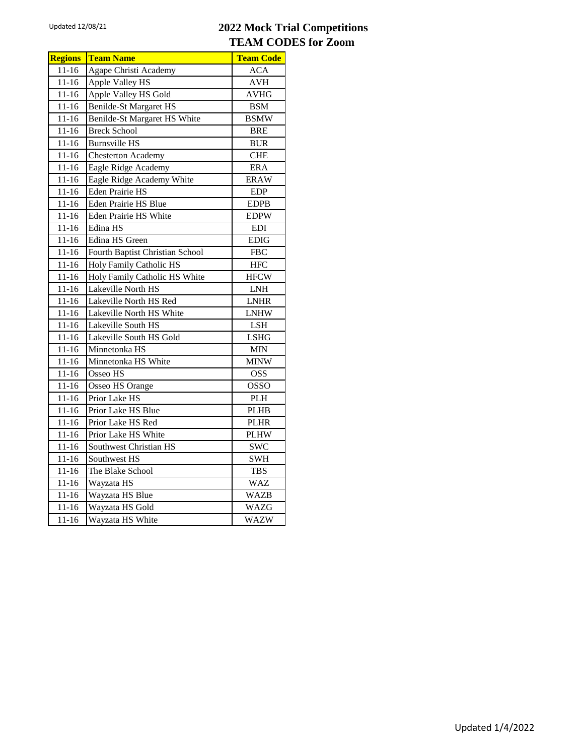Updated 12/08/21

# 2022 Mock Trial Competitions
# TEAM CODES for Zoom

| Regions | Team Name | Team Code |
|---|---|---|
| 11-16 | Agape Christi Academy | ACA |
| 11-16 | Apple Valley HS | AVH |
| 11-16 | Apple Valley HS Gold | AVHG |
| 11-16 | Benilde-St Margaret HS | BSM |
| 11-16 | Benilde-St Margaret HS White | BSMW |
| 11-16 | Breck School | BRE |
| 11-16 | Burnsville HS | BUR |
| 11-16 | Chesterton Academy | CHE |
| 11-16 | Eagle Ridge Academy | ERA |
| 11-16 | Eagle Ridge Academy White | ERAW |
| 11-16 | Eden Prairie HS | EDP |
| 11-16 | Eden Prairie HS Blue | EDPB |
| 11-16 | Eden Prairie HS White | EDPW |
| 11-16 | Edina HS | EDI |
| 11-16 | Edina HS Green | EDIG |
| 11-16 | Fourth Baptist Christian School | FBC |
| 11-16 | Holy Family Catholic HS | HFC |
| 11-16 | Holy Family Catholic HS White | HFCW |
| 11-16 | Lakeville North HS | LNH |
| 11-16 | Lakeville North HS Red | LNHR |
| 11-16 | Lakeville North HS White | LNHW |
| 11-16 | Lakeville South HS | LSH |
| 11-16 | Lakeville South HS Gold | LSHG |
| 11-16 | Minnetonka HS | MIN |
| 11-16 | Minnetonka HS White | MINW |
| 11-16 | Osseo HS | OSS |
| 11-16 | Osseo HS Orange | OSSO |
| 11-16 | Prior Lake HS | PLH |
| 11-16 | Prior Lake HS Blue | PLHB |
| 11-16 | Prior Lake HS Red | PLHR |
| 11-16 | Prior Lake HS White | PLHW |
| 11-16 | Southwest Christian HS | SWC |
| 11-16 | Southwest HS | SWH |
| 11-16 | The Blake School | TBS |
| 11-16 | Wayzata HS | WAZ |
| 11-16 | Wayzata HS Blue | WAZB |
| 11-16 | Wayzata HS Gold | WAZG |
| 11-16 | Wayzata HS White | WAZW |

Updated 1/4/2022